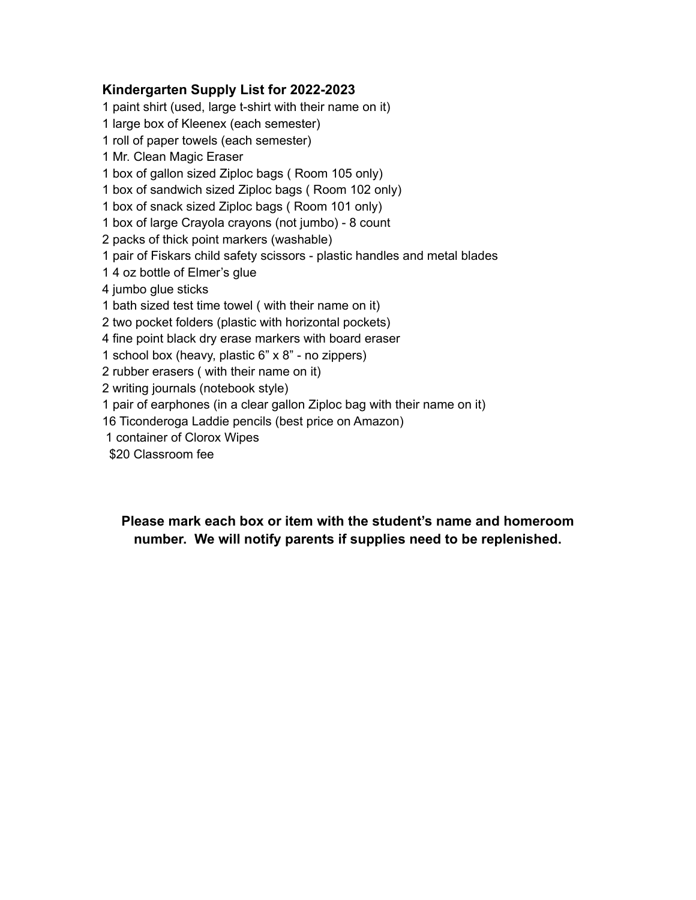**Kindergarten Supply List for 2022-2023**

1 paint shirt (used, large t-shirt with their name on it)
1 large box of Kleenex (each semester)
1 roll of paper towels (each semester)
1 Mr. Clean Magic Eraser
1 box of gallon sized Ziploc bags ( Room 105 only)
1 box of sandwich sized Ziploc bags ( Room 102 only)
1 box of snack sized Ziploc bags ( Room 101 only)
1 box of large Crayola crayons (not jumbo) - 8 count
2 packs of thick point markers (washable)
1 pair of Fiskars child safety scissors - plastic handles and metal blades
1 4 oz bottle of Elmer's glue
4 jumbo glue sticks
1 bath sized test time towel ( with their name on it)
2 two pocket folders (plastic with horizontal pockets)
4 fine point black dry erase markers with board eraser
1 school box (heavy, plastic 6" x 8" - no zippers)
2 rubber erasers ( with their name on it)
2 writing journals (notebook style)
1 pair of earphones (in a clear gallon Ziploc bag with their name on it)
16 Ticonderoga Laddie pencils (best price on Amazon)
1 container of Clorox Wipes
$20 Classroom fee

**Please mark each box or item with the student's name and homeroom number. We will notify parents if supplies need to be replenished.**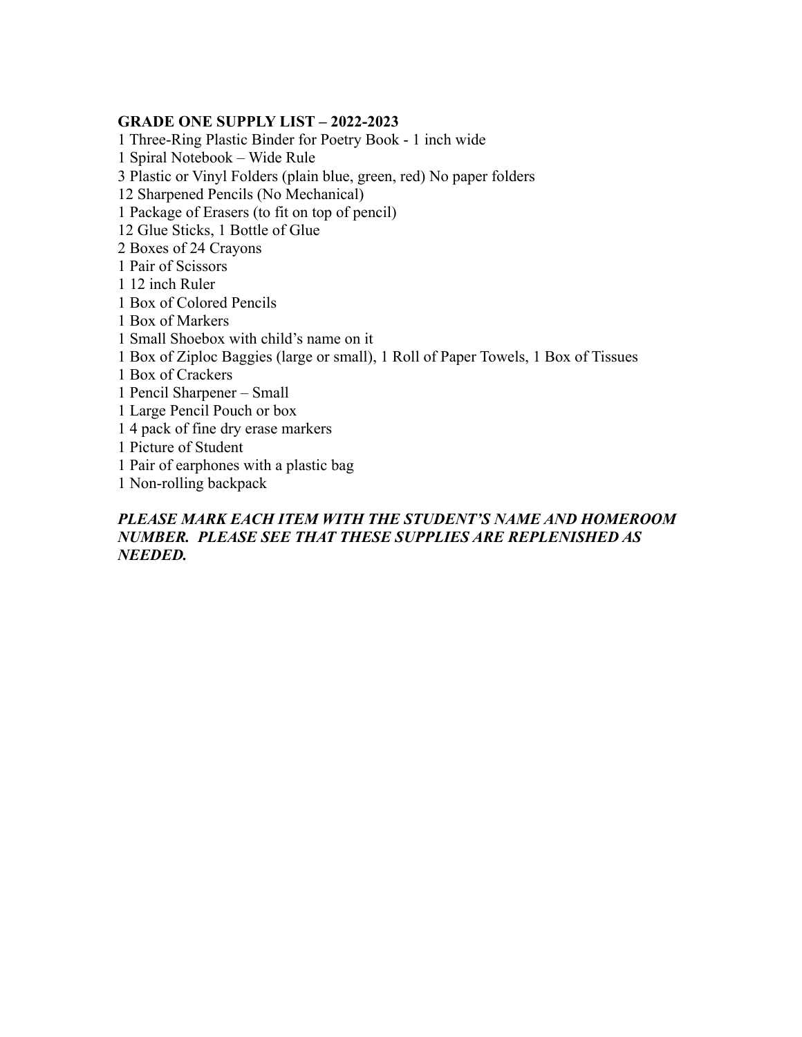**GRADE ONE SUPPLY LIST – 2022-2023**

1 Three-Ring Plastic Binder for Poetry Book - 1 inch wide
1 Spiral Notebook – Wide Rule
3 Plastic or Vinyl Folders (plain blue, green, red) No paper folders
12 Sharpened Pencils (No Mechanical)
1 Package of Erasers (to fit on top of pencil)
12 Glue Sticks, 1 Bottle of Glue
2 Boxes of 24 Crayons
1 Pair of Scissors
1 12 inch Ruler
1 Box of Colored Pencils
1 Box of Markers
1 Small Shoebox with child's name on it
1 Box of Ziploc Baggies (large or small), 1 Roll of Paper Towels, 1 Box of Tissues
1 Box of Crackers
1 Pencil Sharpener – Small
1 Large Pencil Pouch or box
1 4 pack of fine dry erase markers
1 Picture of Student
1 Pair of earphones with a plastic bag
1 Non-rolling backpack

***PLEASE MARK EACH ITEM WITH THE STUDENT'S NAME AND HOMEROOM NUMBER. PLEASE SEE THAT THESE SUPPLIES ARE REPLENISHED AS NEEDED.***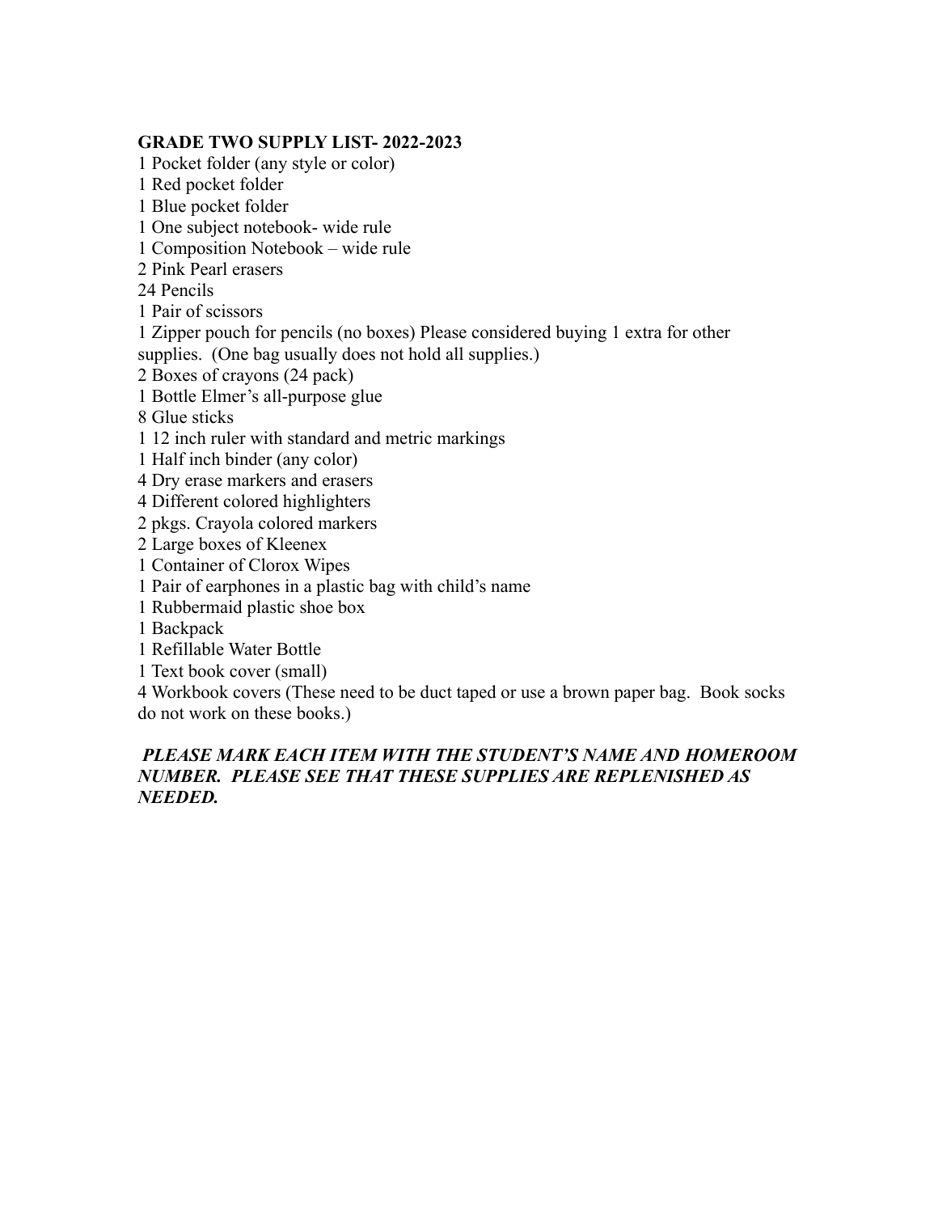**GRADE TWO SUPPLY LIST- 2022-2023**

1 Pocket folder (any style or color)
1 Red pocket folder
1 Blue pocket folder
1 One subject notebook- wide rule
1 Composition Notebook – wide rule
2 Pink Pearl erasers
24 Pencils
1 Pair of scissors
1 Zipper pouch for pencils (no boxes) Please considered buying 1 extra for other supplies. (One bag usually does not hold all supplies.)
2 Boxes of crayons (24 pack)
1 Bottle Elmer's all-purpose glue
8 Glue sticks
1 12 inch ruler with standard and metric markings
1 Half inch binder (any color)
4 Dry erase markers and erasers
4 Different colored highlighters
2 pkgs. Crayola colored markers
2 Large boxes of Kleenex
1 Container of Clorox Wipes
1 Pair of earphones in a plastic bag with child's name
1 Rubbermaid plastic shoe box
1 Backpack
1 Refillable Water Bottle
1 Text book cover (small)
4 Workbook covers (These need to be duct taped or use a brown paper bag. Book socks do not work on these books.)

***PLEASE MARK EACH ITEM WITH THE STUDENT'S NAME AND HOMEROOM NUMBER. PLEASE SEE THAT THESE SUPPLIES ARE REPLENISHED AS NEEDED.***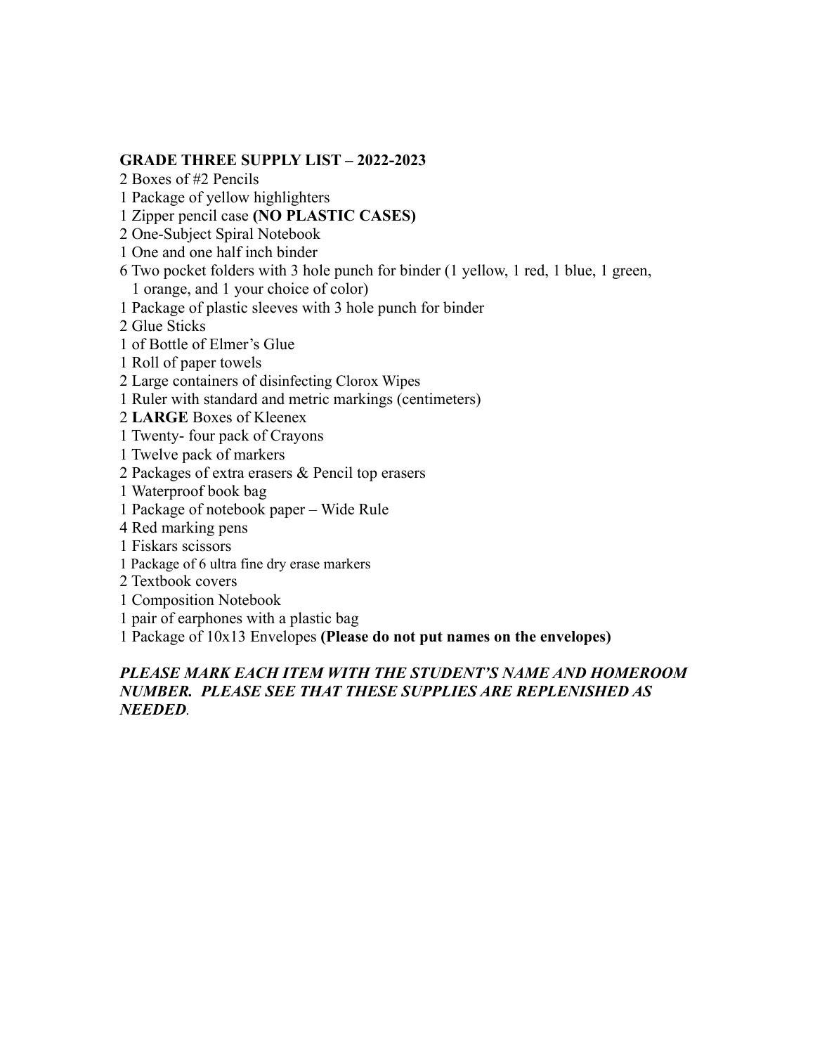**GRADE THREE SUPPLY LIST – 2022-2023**

2 Boxes of #2 Pencils
1 Package of yellow highlighters
1 Zipper pencil case **(NO PLASTIC CASES)**
2 One-Subject Spiral Notebook
1 One and one half inch binder
6 Two pocket folders with 3 hole punch for binder (1 yellow, 1 red, 1 blue, 1 green, 1 orange, and 1 your choice of color)
1 Package of plastic sleeves with 3 hole punch for binder
2 Glue Sticks
1 of Bottle of Elmer's Glue
1 Roll of paper towels
2 Large containers of disinfecting Clorox Wipes
1 Ruler with standard and metric markings (centimeters)
2 **LARGE** Boxes of Kleenex
1 Twenty- four pack of Crayons
1 Twelve pack of markers
2 Packages of extra erasers & Pencil top erasers
1 Waterproof book bag
1 Package of notebook paper – Wide Rule
4 Red marking pens
1 Fiskars scissors
1 Package of 6 ultra fine dry erase markers
2 Textbook covers
1 Composition Notebook
1 pair of earphones with a plastic bag
1 Package of 10x13 Envelopes **(Please do not put names on the envelopes)**

***PLEASE MARK EACH ITEM WITH THE STUDENT'S NAME AND HOMEROOM NUMBER. PLEASE SEE THAT THESE SUPPLIES ARE REPLENISHED AS NEEDED*.**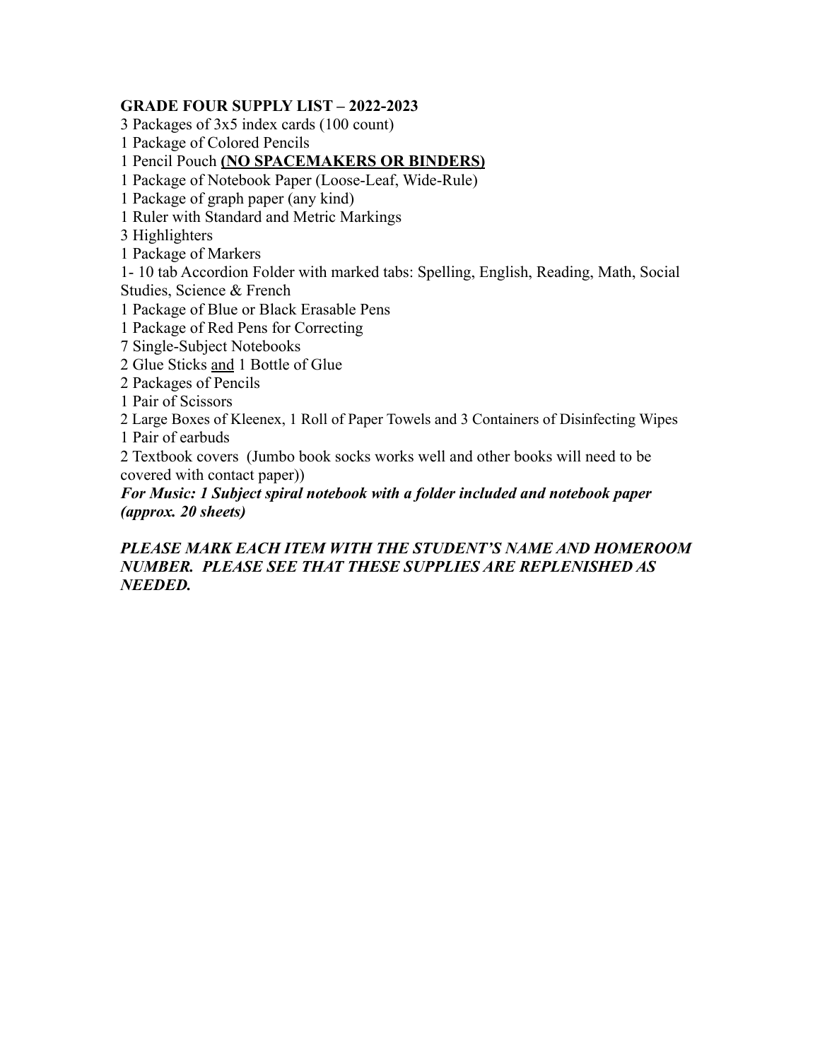**GRADE FOUR SUPPLY LIST – 2022-2023**

3 Packages of 3x5 index cards (100 count)
1 Package of Colored Pencils
1 Pencil Pouch **(NO SPACEMAKERS OR BINDERS)**
1 Package of Notebook Paper (Loose-Leaf, Wide-Rule)
1 Package of graph paper (any kind)
1 Ruler with Standard and Metric Markings
3 Highlighters
1 Package of Markers
1- 10 tab Accordion Folder with marked tabs: Spelling, English, Reading, Math, Social Studies, Science & French
1 Package of Blue or Black Erasable Pens
1 Package of Red Pens for Correcting
7 Single-Subject Notebooks
2 Glue Sticks and 1 Bottle of Glue
2 Packages of Pencils
1 Pair of Scissors
2 Large Boxes of Kleenex, 1 Roll of Paper Towels and 3 Containers of Disinfecting Wipes
1 Pair of earbuds
2 Textbook covers (Jumbo book socks works well and other books will need to be covered with contact paper))
***For Music: 1 Subject spiral notebook with a folder included and notebook paper (approx. 20 sheets)***

***PLEASE MARK EACH ITEM WITH THE STUDENT'S NAME AND HOMEROOM NUMBER. PLEASE SEE THAT THESE SUPPLIES ARE REPLENISHED AS NEEDED.***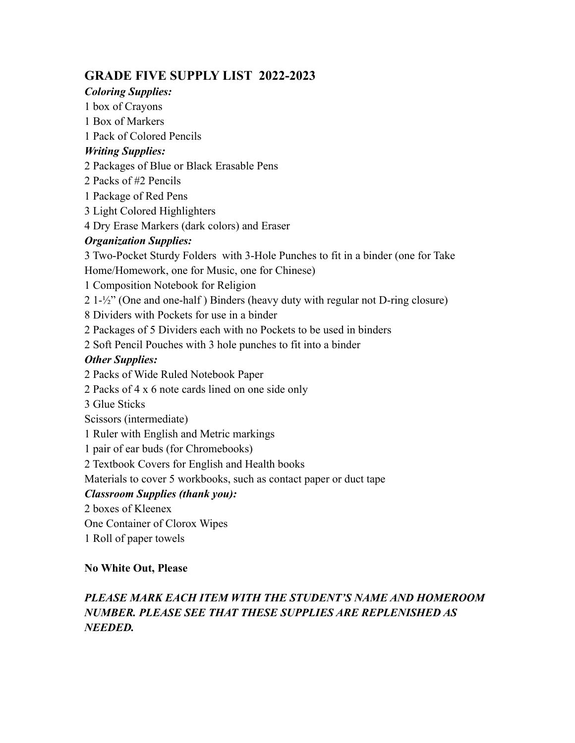## GRADE FIVE SUPPLY LIST 2022-2023

***Coloring Supplies:***

1 box of Crayons
1 Box of Markers
1 Pack of Colored Pencils

***Writing Supplies:***

2 Packages of Blue or Black Erasable Pens
2 Packs of #2 Pencils
1 Package of Red Pens
3 Light Colored Highlighters
4 Dry Erase Markers (dark colors) and Eraser

***Organization Supplies:***

3 Two-Pocket Sturdy Folders with 3-Hole Punches to fit in a binder (one for Take Home/Homework, one for Music, one for Chinese)
1 Composition Notebook for Religion
2 1-½" (One and one-half ) Binders (heavy duty with regular not D-ring closure)
8 Dividers with Pockets for use in a binder
2 Packages of 5 Dividers each with no Pockets to be used in binders
2 Soft Pencil Pouches with 3 hole punches to fit into a binder

***Other Supplies:***

2 Packs of Wide Ruled Notebook Paper
2 Packs of 4 x 6 note cards lined on one side only
3 Glue Sticks
Scissors (intermediate)
1 Ruler with English and Metric markings
1 pair of ear buds (for Chromebooks)
2 Textbook Covers for English and Health books
Materials to cover 5 workbooks, such as contact paper or duct tape

***Classroom Supplies (thank you):***

2 boxes of Kleenex
One Container of Clorox Wipes
1 Roll of paper towels

**No White Out, Please**

***PLEASE MARK EACH ITEM WITH THE STUDENT'S NAME AND HOMEROOM NUMBER. PLEASE SEE THAT THESE SUPPLIES ARE REPLENISHED AS NEEDED.***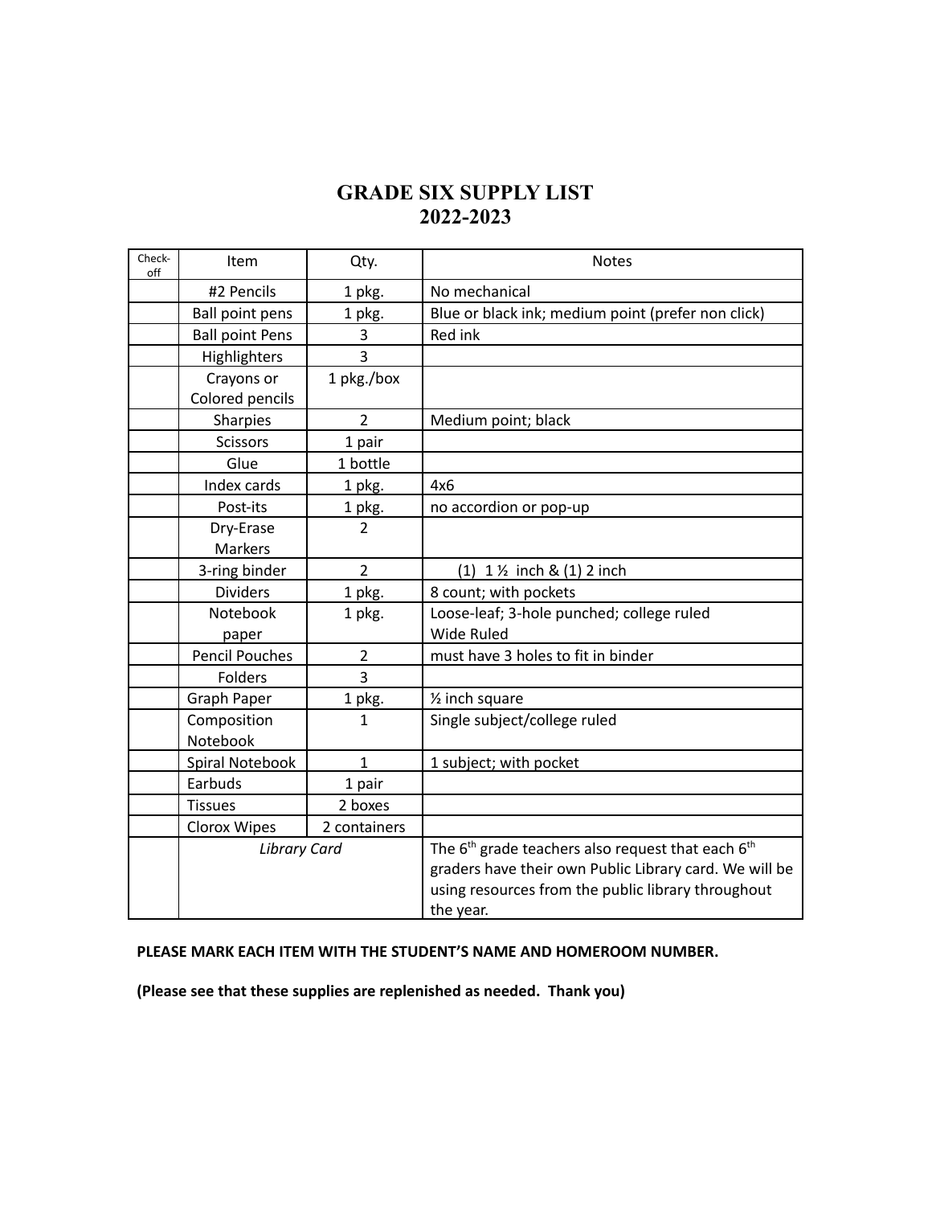# GRADE SIX SUPPLY LIST
# 2022-2023

| Check-off | Item | Qty. | Notes |
|---|---|---|---|
| | #2 Pencils | 1 pkg. | No mechanical |
| | Ball point pens | 1 pkg. | Blue or black ink; medium point (prefer non click) |
| | Ball point Pens | 3 | Red ink |
| | Highlighters | 3 | |
| | Crayons or Colored pencils | 1 pkg./box | |
| | Sharpies | 2 | Medium point; black |
| | Scissors | 1 pair | |
| | Glue | 1 bottle | |
| | Index cards | 1 pkg. | 4x6 |
| | Post-its | 1 pkg. | no accordion or pop-up |
| | Dry-Erase Markers | 2 | |
| | 3-ring binder | 2 | (1) 1 ½ inch & (1) 2 inch |
| | Dividers | 1 pkg. | 8 count; with pockets |
| | Notebook paper | 1 pkg. | Loose-leaf; 3-hole punched; college ruled Wide Ruled |
| | Pencil Pouches | 2 | must have 3 holes to fit in binder |
| | Folders | 3 | |
| | Graph Paper | 1 pkg. | ½ inch square |
| | Composition Notebook | 1 | Single subject/college ruled |
| | Spiral Notebook | 1 | 1 subject; with pocket |
| | Earbuds | 1 pair | |
| | Tissues | 2 boxes | |
| | Clorox Wipes | 2 containers | |
| | *Library Card* | | The 6th grade teachers also request that each 6th graders have their own Public Library card. We will be using resources from the public library throughout the year. |

**PLEASE MARK EACH ITEM WITH THE STUDENT'S NAME AND HOMEROOM NUMBER.**

**(Please see that these supplies are replenished as needed. Thank you)**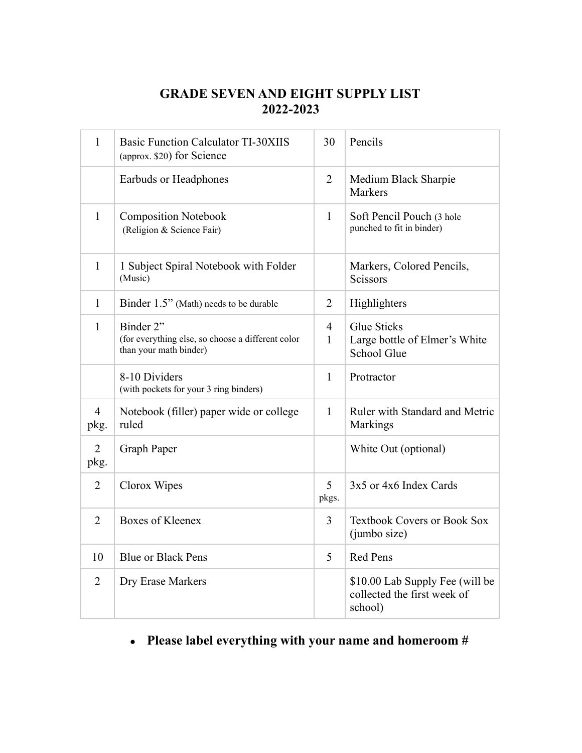# GRADE SEVEN AND EIGHT SUPPLY LIST
# 2022-2023

| | | | |
|---|---|---|---|
| 1 | Basic Function Calculator TI-30XIIS (approx. $20) for Science | 30 | Pencils |
| | Earbuds or Headphones | 2 | Medium Black Sharpie Markers |
| 1 | Composition Notebook (Religion & Science Fair) | 1 | Soft Pencil Pouch (3 hole punched to fit in binder) |
| 1 | 1 Subject Spiral Notebook with Folder (Music) | | Markers, Colored Pencils, Scissors |
| 1 | Binder 1.5” (Math) needs to be durable | 2 | Highlighters |
| 1 | Binder 2” (for everything else, so choose a different color than your math binder) | 4<br>1 | Glue Sticks<br>Large bottle of Elmer’s White School Glue |
| | 8-10 Dividers (with pockets for your 3 ring binders) | 1 | Protractor |
| 4 pkg. | Notebook (filler) paper wide or college ruled | 1 | Ruler with Standard and Metric Markings |
| 2 pkg. | Graph Paper | | White Out (optional) |
| 2 | Clorox Wipes | 5 pkgs. | 3x5 or 4x6 Index Cards |
| 2 | Boxes of Kleenex | 3 | Textbook Covers or Book Sox (jumbo size) |
| 10 | Blue or Black Pens | 5 | Red Pens |
| 2 | Dry Erase Markers | | $10.00 Lab Supply Fee (will be collected the first week of school) |

- **Please label everything with your name and homeroom #**